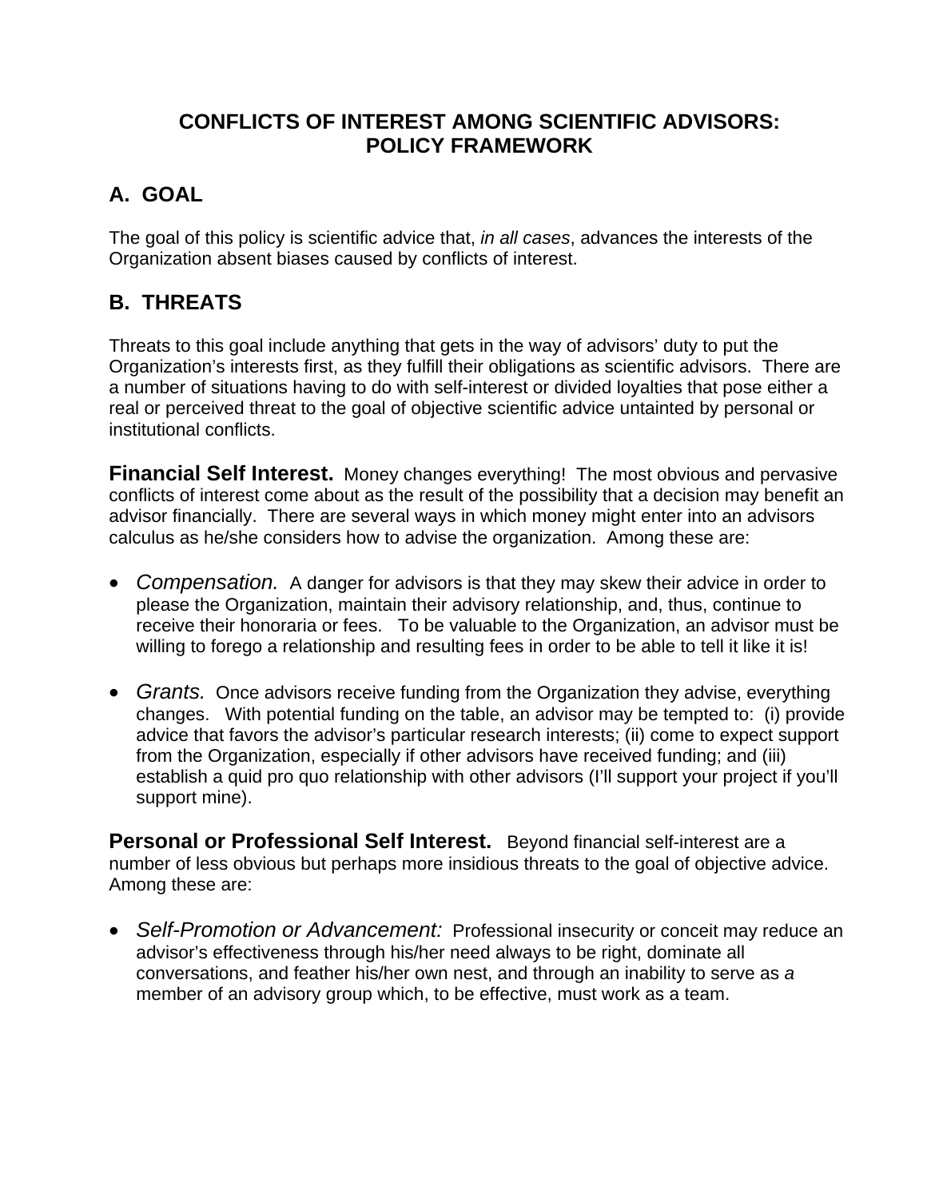# CONFLICTS OF INTEREST AMONG SCIENTIFIC ADVISORS: POLICY FRAMEWORK

## A. GOAL

The goal of this policy is scientific advice that, *in all cases*, advances the interests of the Organization absent biases caused by conflicts of interest.

## B. THREATS

Threats to this goal include anything that gets in the way of advisors' duty to put the Organization's interests first, as they fulfill their obligations as scientific advisors. There are a number of situations having to do with self-interest or divided loyalties that pose either a real or perceived threat to the goal of objective scientific advice untainted by personal or institutional conflicts.

**Financial Self Interest.** Money changes everything! The most obvious and pervasive conflicts of interest come about as the result of the possibility that a decision may benefit an advisor financially. There are several ways in which money might enter into an advisors calculus as he/she considers how to advise the organization. Among these are:

- *Compensation.* A danger for advisors is that they may skew their advice in order to please the Organization, maintain their advisory relationship, and, thus, continue to receive their honoraria or fees. To be valuable to the Organization, an advisor must be willing to forego a relationship and resulting fees in order to be able to tell it like it is!

- *Grants.* Once advisors receive funding from the Organization they advise, everything changes. With potential funding on the table, an advisor may be tempted to: (i) provide advice that favors the advisor's particular research interests; (ii) come to expect support from the Organization, especially if other advisors have received funding; and (iii) establish a quid pro quo relationship with other advisors (I'll support your project if you'll support mine).

**Personal or Professional Self Interest.** Beyond financial self-interest are a number of less obvious but perhaps more insidious threats to the goal of objective advice. Among these are:

- *Self-Promotion or Advancement:* Professional insecurity or conceit may reduce an advisor's effectiveness through his/her need always to be right, dominate all conversations, and feather his/her own nest, and through an inability to serve as *a* member of an advisory group which, to be effective, must work as a team.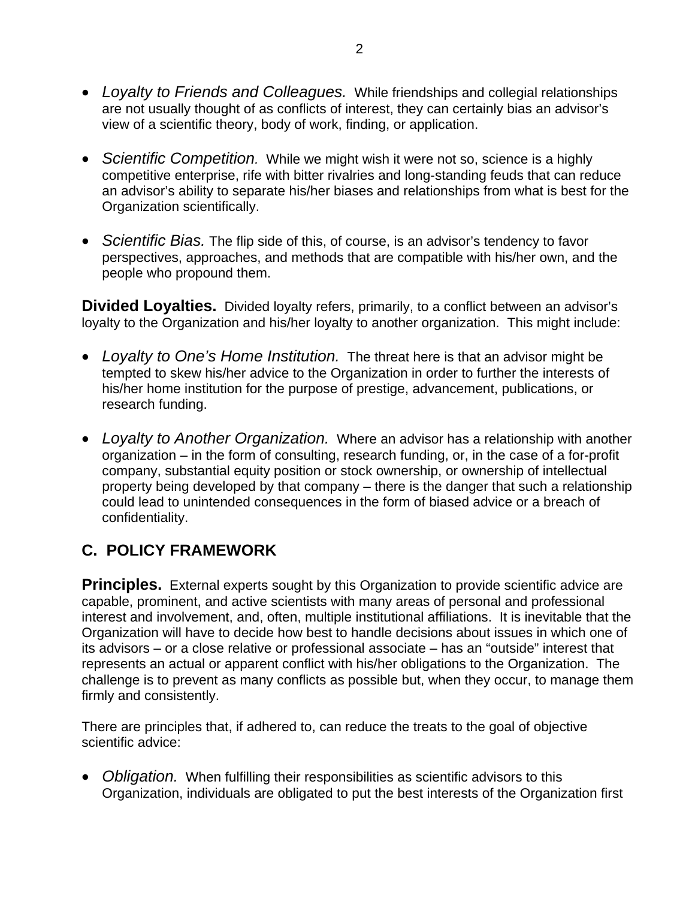- *Loyalty to Friends and Colleagues.* While friendships and collegial relationships are not usually thought of as conflicts of interest, they can certainly bias an advisor's view of a scientific theory, body of work, finding, or application.

- *Scientific Competition.* While we might wish it were not so, science is a highly competitive enterprise, rife with bitter rivalries and long-standing feuds that can reduce an advisor's ability to separate his/her biases and relationships from what is best for the Organization scientifically.

- *Scientific Bias.* The flip side of this, of course, is an advisor's tendency to favor perspectives, approaches, and methods that are compatible with his/her own, and the people who propound them.

**Divided Loyalties.** Divided loyalty refers, primarily, to a conflict between an advisor's loyalty to the Organization and his/her loyalty to another organization. This might include:

- *Loyalty to One's Home Institution.* The threat here is that an advisor might be tempted to skew his/her advice to the Organization in order to further the interests of his/her home institution for the purpose of prestige, advancement, publications, or research funding.

- *Loyalty to Another Organization.* Where an advisor has a relationship with another organization – in the form of consulting, research funding, or, in the case of a for-profit company, substantial equity position or stock ownership, or ownership of intellectual property being developed by that company – there is the danger that such a relationship could lead to unintended consequences in the form of biased advice or a breach of confidentiality.

## C. POLICY FRAMEWORK

**Principles.** External experts sought by this Organization to provide scientific advice are capable, prominent, and active scientists with many areas of personal and professional interest and involvement, and, often, multiple institutional affiliations. It is inevitable that the Organization will have to decide how best to handle decisions about issues in which one of its advisors – or a close relative or professional associate – has an "outside" interest that represents an actual or apparent conflict with his/her obligations to the Organization. The challenge is to prevent as many conflicts as possible but, when they occur, to manage them firmly and consistently.

There are principles that, if adhered to, can reduce the treats to the goal of objective scientific advice:

- *Obligation.* When fulfilling their responsibilities as scientific advisors to this Organization, individuals are obligated to put the best interests of the Organization first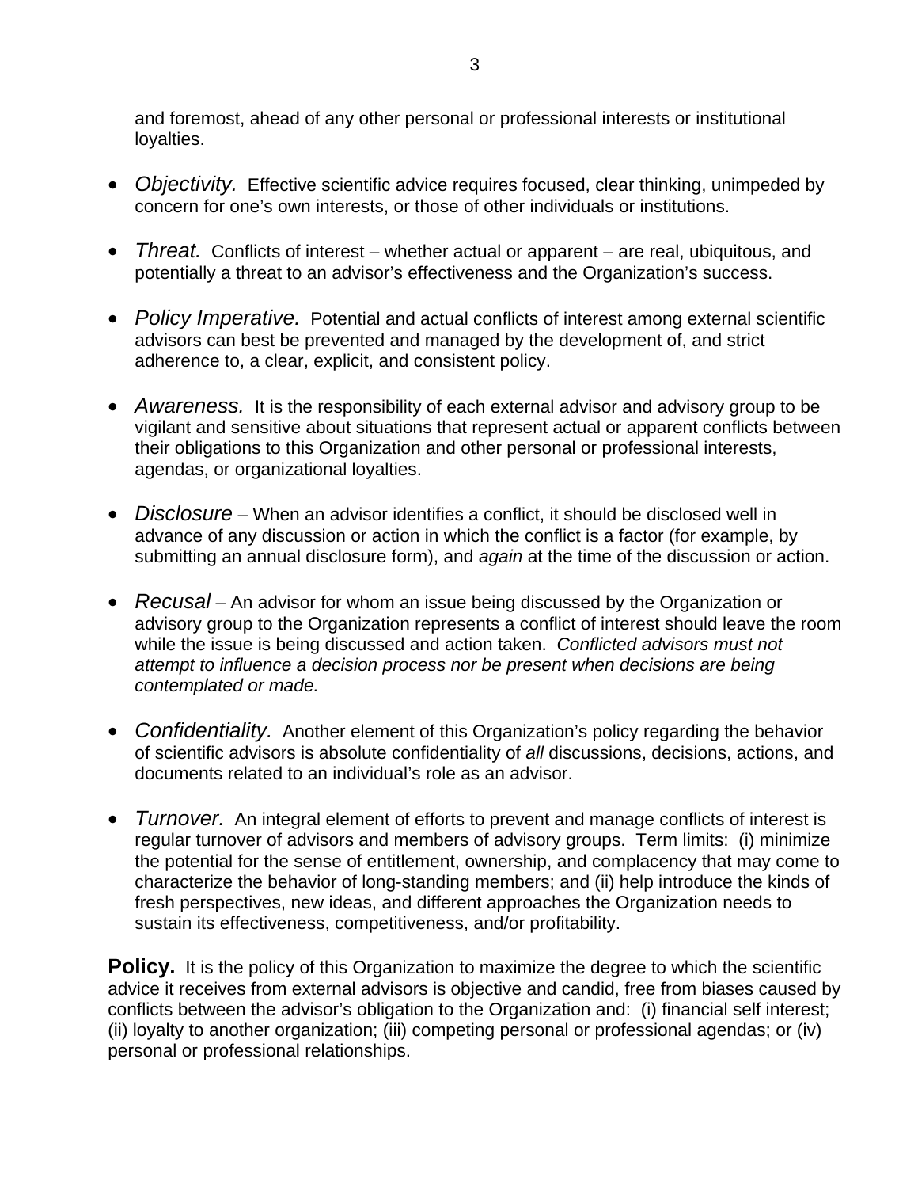and foremost, ahead of any other personal or professional interests or institutional loyalties.

- *Objectivity.* Effective scientific advice requires focused, clear thinking, unimpeded by concern for one's own interests, or those of other individuals or institutions.

- *Threat.* Conflicts of interest – whether actual or apparent – are real, ubiquitous, and potentially a threat to an advisor's effectiveness and the Organization's success.

- *Policy Imperative.* Potential and actual conflicts of interest among external scientific advisors can best be prevented and managed by the development of, and strict adherence to, a clear, explicit, and consistent policy.

- *Awareness.* It is the responsibility of each external advisor and advisory group to be vigilant and sensitive about situations that represent actual or apparent conflicts between their obligations to this Organization and other personal or professional interests, agendas, or organizational loyalties.

- *Disclosure* – When an advisor identifies a conflict, it should be disclosed well in advance of any discussion or action in which the conflict is a factor (for example, by submitting an annual disclosure form), and *again* at the time of the discussion or action.

- *Recusal* – An advisor for whom an issue being discussed by the Organization or advisory group to the Organization represents a conflict of interest should leave the room while the issue is being discussed and action taken. *Conflicted advisors must not attempt to influence a decision process nor be present when decisions are being contemplated or made.*

- *Confidentiality.* Another element of this Organization's policy regarding the behavior of scientific advisors is absolute confidentiality of *all* discussions, decisions, actions, and documents related to an individual's role as an advisor.

- *Turnover.* An integral element of efforts to prevent and manage conflicts of interest is regular turnover of advisors and members of advisory groups. Term limits: (i) minimize the potential for the sense of entitlement, ownership, and complacency that may come to characterize the behavior of long-standing members; and (ii) help introduce the kinds of fresh perspectives, new ideas, and different approaches the Organization needs to sustain its effectiveness, competitiveness, and/or profitability.

**Policy.** It is the policy of this Organization to maximize the degree to which the scientific advice it receives from external advisors is objective and candid, free from biases caused by conflicts between the advisor's obligation to the Organization and: (i) financial self interest; (ii) loyalty to another organization; (iii) competing personal or professional agendas; or (iv) personal or professional relationships.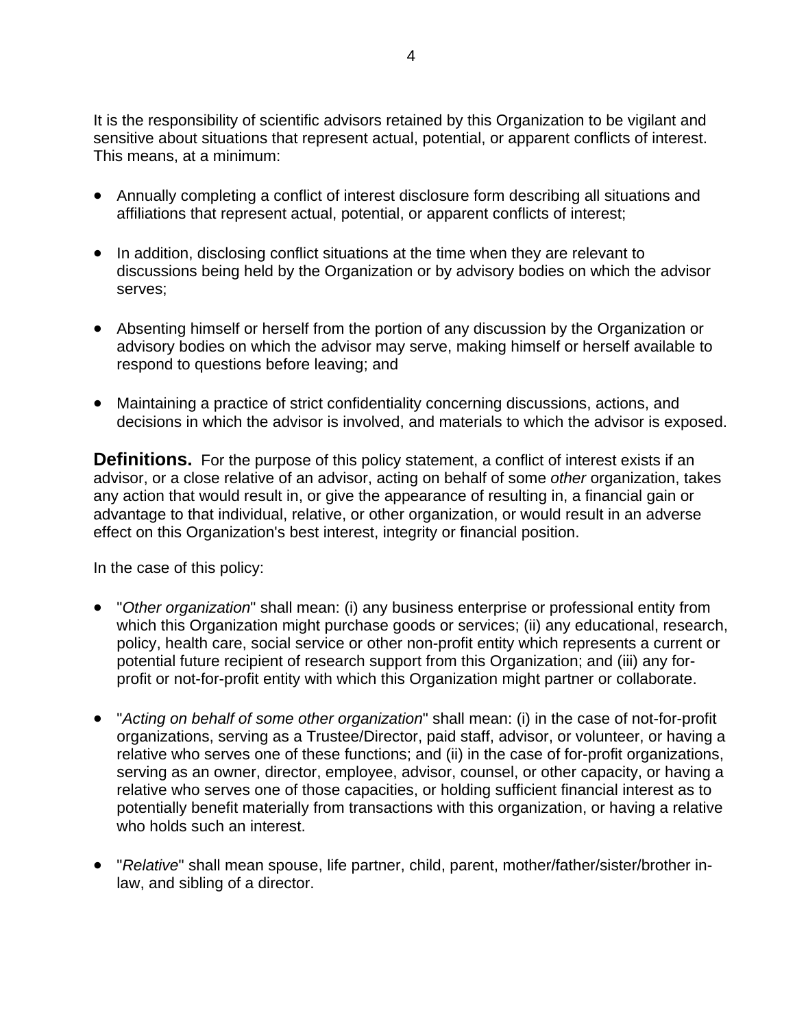It is the responsibility of scientific advisors retained by this Organization to be vigilant and sensitive about situations that represent actual, potential, or apparent conflicts of interest. This means, at a minimum:

- Annually completing a conflict of interest disclosure form describing all situations and affiliations that represent actual, potential, or apparent conflicts of interest;

- In addition, disclosing conflict situations at the time when they are relevant to discussions being held by the Organization or by advisory bodies on which the advisor serves;

- Absenting himself or herself from the portion of any discussion by the Organization or advisory bodies on which the advisor may serve, making himself or herself available to respond to questions before leaving; and

- Maintaining a practice of strict confidentiality concerning discussions, actions, and decisions in which the advisor is involved, and materials to which the advisor is exposed.

**Definitions.** For the purpose of this policy statement, a conflict of interest exists if an advisor, or a close relative of an advisor, acting on behalf of some *other* organization, takes any action that would result in, or give the appearance of resulting in, a financial gain or advantage to that individual, relative, or other organization, or would result in an adverse effect on this Organization's best interest, integrity or financial position.

In the case of this policy:

- "*Other organization*" shall mean: (i) any business enterprise or professional entity from which this Organization might purchase goods or services; (ii) any educational, research, policy, health care, social service or other non-profit entity which represents a current or potential future recipient of research support from this Organization; and (iii) any for-profit or not-for-profit entity with which this Organization might partner or collaborate.

- "*Acting on behalf of some other organization*" shall mean: (i) in the case of not-for-profit organizations, serving as a Trustee/Director, paid staff, advisor, or volunteer, or having a relative who serves one of these functions; and (ii) in the case of for-profit organizations, serving as an owner, director, employee, advisor, counsel, or other capacity, or having a relative who serves one of those capacities, or holding sufficient financial interest as to potentially benefit materially from transactions with this organization, or having a relative who holds such an interest.

- "*Relative*" shall mean spouse, life partner, child, parent, mother/father/sister/brother in-law, and sibling of a director.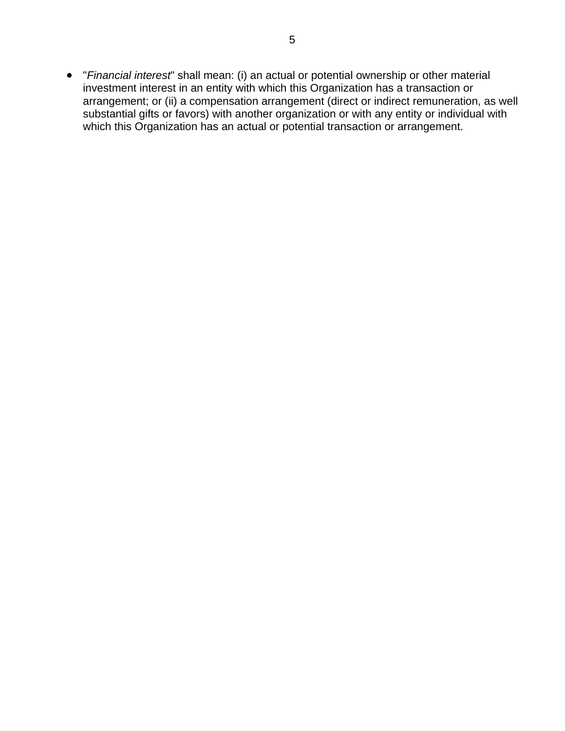- "*Financial interest*" shall mean: (i) an actual or potential ownership or other material investment interest in an entity with which this Organization has a transaction or arrangement; or (ii) a compensation arrangement (direct or indirect remuneration, as well substantial gifts or favors) with another organization or with any entity or individual with which this Organization has an actual or potential transaction or arrangement.